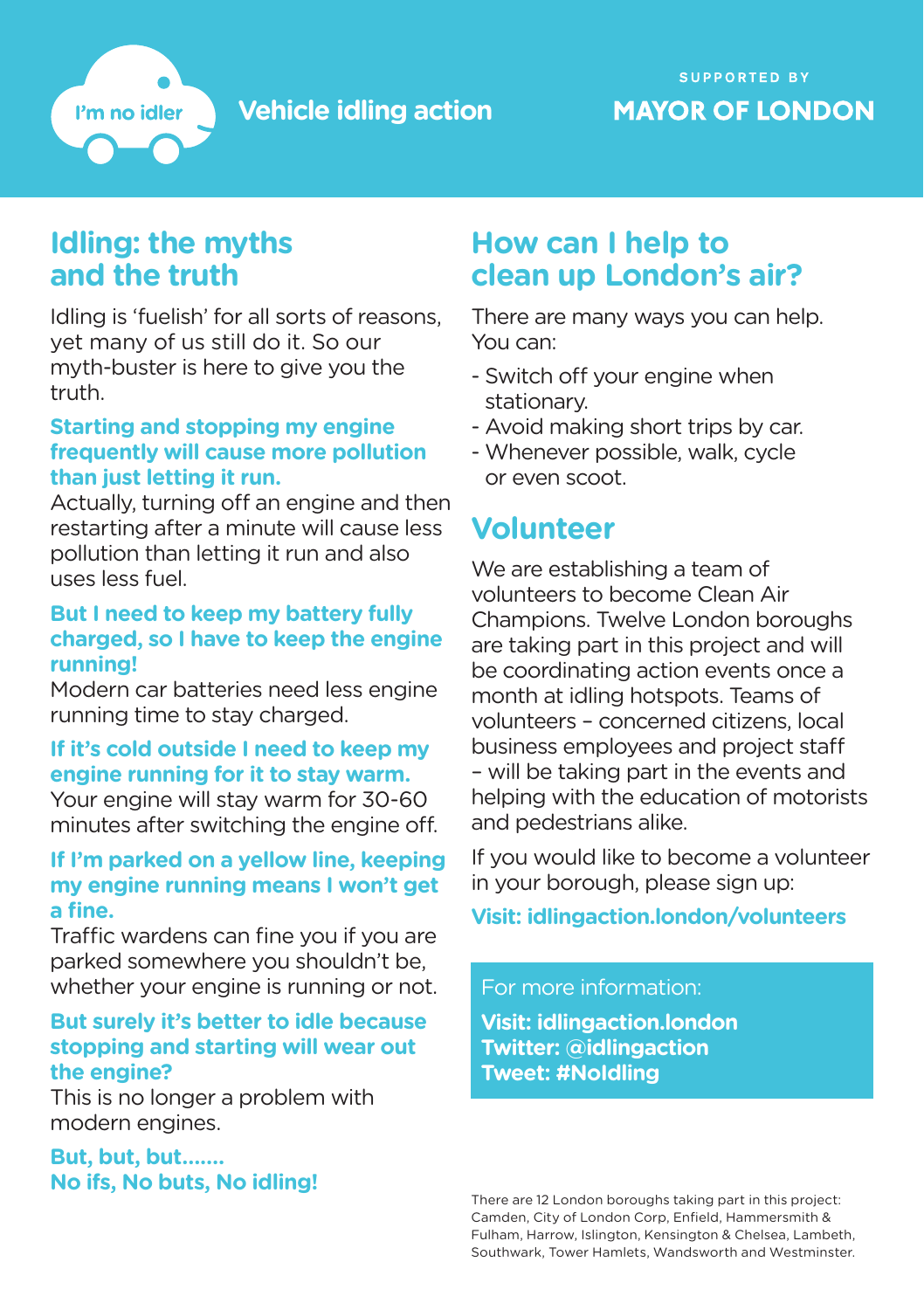I'm no idler

**Vehicle idling action**

SUPPORTED BY

**MAYOR OF LONDON**

## Idling: the myths and the truth

Idling is 'fuelish' for all sorts of reasons, yet many of us still do it. So our myth-buster is here to give you the truth.

**Starting and stopping my engine frequently will cause more pollution than just letting it run.**
Actually, turning off an engine and then restarting after a minute will cause less pollution than letting it run and also uses less fuel.

**But I need to keep my battery fully charged, so I have to keep the engine running!**
Modern car batteries need less engine running time to stay charged.

**If it's cold outside I need to keep my engine running for it to stay warm.**
Your engine will stay warm for 30-60 minutes after switching the engine off.

**If I'm parked on a yellow line, keeping my engine running means I won't get a fine.**
Traffic wardens can fine you if you are parked somewhere you shouldn't be, whether your engine is running or not.

**But surely it's better to idle because stopping and starting will wear out the engine?**
This is no longer a problem with modern engines.

**But, but, but.......**
**No ifs, No buts, No idling!**

## How can I help to clean up London's air?

There are many ways you can help. You can:

- Switch off your engine when stationary.
- Avoid making short trips by car.
- Whenever possible, walk, cycle or even scoot.

## Volunteer

We are establishing a team of volunteers to become Clean Air Champions. Twelve London boroughs are taking part in this project and will be coordinating action events once a month at idling hotspots. Teams of volunteers – concerned citizens, local business employees and project staff – will be taking part in the events and helping with the education of motorists and pedestrians alike.

If you would like to become a volunteer in your borough, please sign up:

**Visit: idlingaction.london/volunteers**

For more information:

**Visit: idlingaction.london**
**Twitter: @idlingaction**
**Tweet: #NoIdling**

There are 12 London boroughs taking part in this project: Camden, City of London Corp, Enfield, Hammersmith & Fulham, Harrow, Islington, Kensington & Chelsea, Lambeth, Southwark, Tower Hamlets, Wandsworth and Westminster.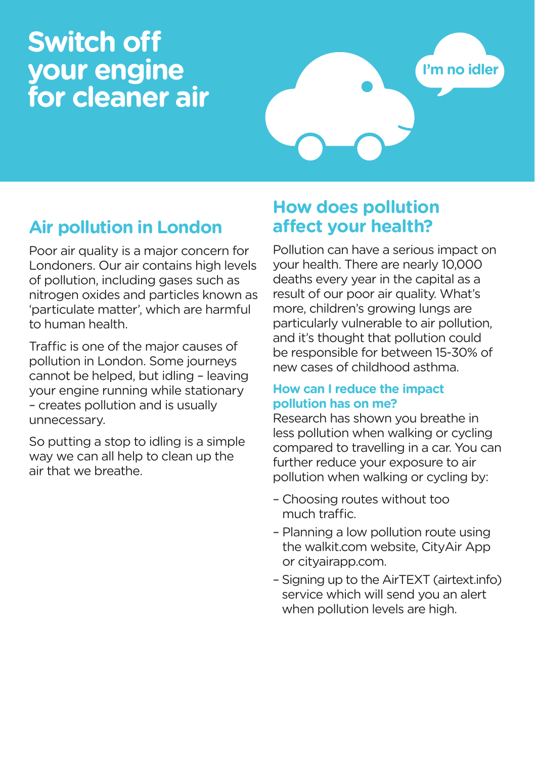# Switch off your engine for cleaner air

I'm no idler

## Air pollution in London

Poor air quality is a major concern for Londoners. Our air contains high levels of pollution, including gases such as nitrogen oxides and particles known as 'particulate matter', which are harmful to human health.

Traffic is one of the major causes of pollution in London. Some journeys cannot be helped, but idling – leaving your engine running while stationary – creates pollution and is usually unnecessary.

So putting a stop to idling is a simple way we can all help to clean up the air that we breathe.

## How does pollution affect your health?

Pollution can have a serious impact on your health. There are nearly 10,000 deaths every year in the capital as a result of our poor air quality. What's more, children's growing lungs are particularly vulnerable to air pollution, and it's thought that pollution could be responsible for between 15-30% of new cases of childhood asthma.

### How can I reduce the impact pollution has on me?

Research has shown you breathe in less pollution when walking or cycling compared to travelling in a car. You can further reduce your exposure to air pollution when walking or cycling by:

- Choosing routes without too much traffic.
- Planning a low pollution route using the walkit.com website, CityAir App or cityairapp.com.
- Signing up to the AirTEXT (airtext.info) service which will send you an alert when pollution levels are high.